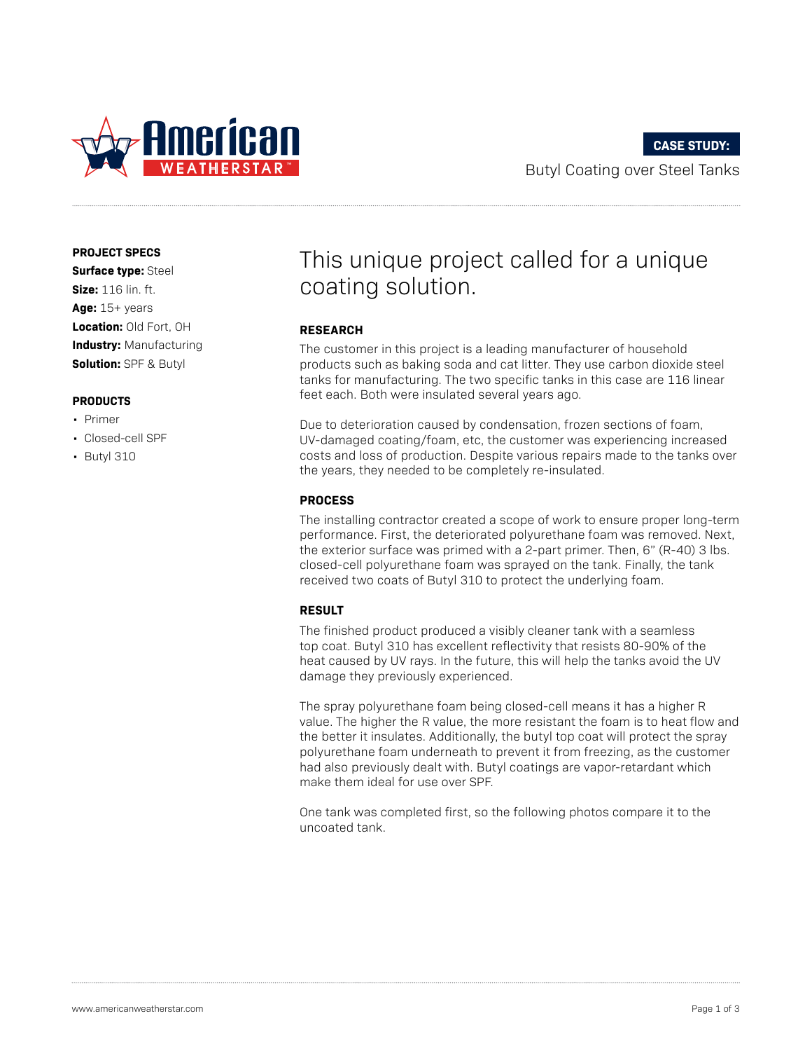**CASE STUDY:**

Butyl Coating over Steel Tanks

**PROJECT SPECS**

**Surface type:** Steel
**Size:** 116 lin. ft.
**Age:** 15+ years
**Location:** Old Fort, OH
**Industry:** Manufacturing
**Solution:** SPF & Butyl

**PRODUCTS**

- Primer
- Closed-cell SPF
- Butyl 310

# This unique project called for a unique coating solution.

## RESEARCH

The customer in this project is a leading manufacturer of household products such as baking soda and cat litter. They use carbon dioxide steel tanks for manufacturing. The two specific tanks in this case are 116 linear feet each. Both were insulated several years ago.

Due to deterioration caused by condensation, frozen sections of foam, UV-damaged coating/foam, etc, the customer was experiencing increased costs and loss of production. Despite various repairs made to the tanks over the years, they needed to be completely re-insulated.

## PROCESS

The installing contractor created a scope of work to ensure proper long-term performance. First, the deteriorated polyurethane foam was removed. Next, the exterior surface was primed with a 2-part primer. Then, 6" (R-40) 3 lbs. closed-cell polyurethane foam was sprayed on the tank. Finally, the tank received two coats of Butyl 310 to protect the underlying foam.

## RESULT

The finished product produced a visibly cleaner tank with a seamless top coat. Butyl 310 has excellent reflectivity that resists 80-90% of the heat caused by UV rays. In the future, this will help the tanks avoid the UV damage they previously experienced.

The spray polyurethane foam being closed-cell means it has a higher R value. The higher the R value, the more resistant the foam is to heat flow and the better it insulates. Additionally, the butyl top coat will protect the spray polyurethane foam underneath to prevent it from freezing, as the customer had also previously dealt with. Butyl coatings are vapor-retardant which make them ideal for use over SPF.

One tank was completed first, so the following photos compare it to the uncoated tank.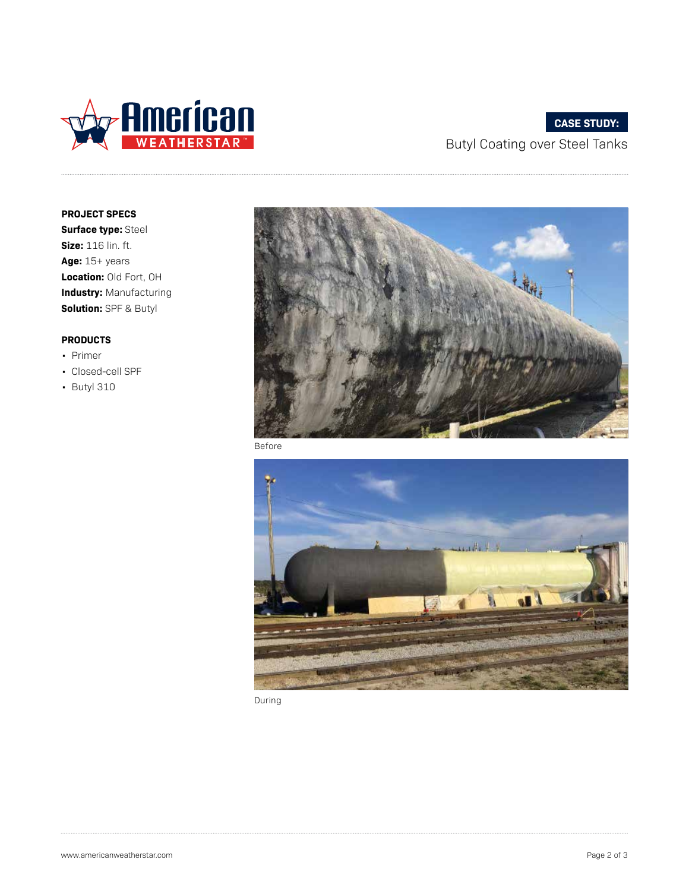**CASE STUDY:**

Butyl Coating over Steel Tanks

**PROJECT SPECS**

**Surface type:** Steel
**Size:** 116 lin. ft.
**Age:** 15+ years
**Location:** Old Fort, OH
**Industry:** Manufacturing
**Solution:** SPF & Butyl

**PRODUCTS**

- Primer
- Closed-cell SPF
- Butyl 310

Before

During

www.americanweatherstar.com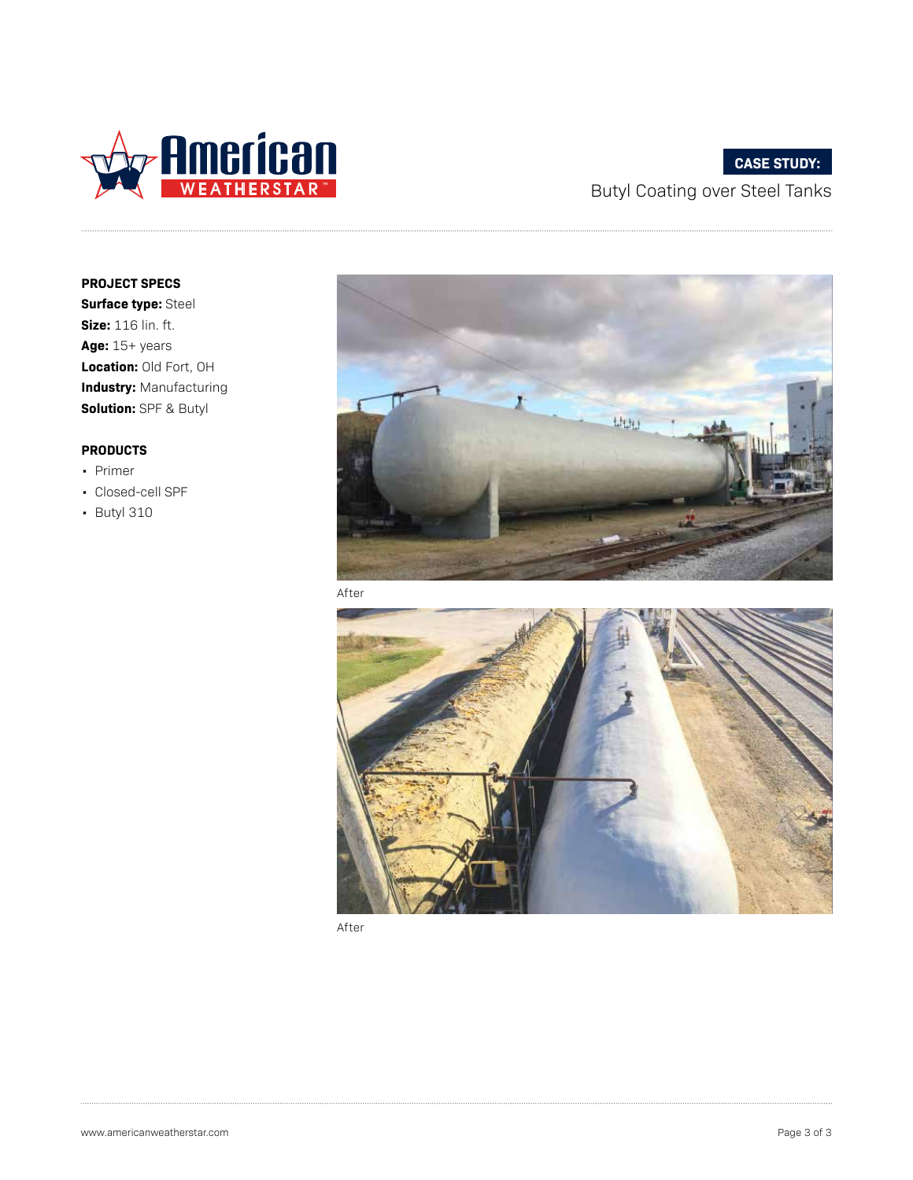**CASE STUDY:**

Butyl Coating over Steel Tanks

**PROJECT SPECS**

**Surface type:** Steel
**Size:** 116 lin. ft.
**Age:** 15+ years
**Location:** Old Fort, OH
**Industry:** Manufacturing
**Solution:** SPF & Butyl

**PRODUCTS**

- Primer
- Closed-cell SPF
- Butyl 310

After

After